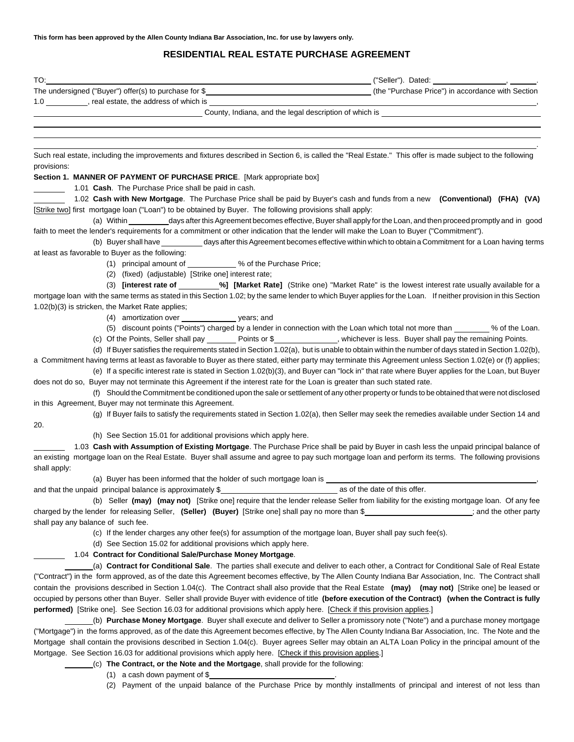**This form has been approved by the Allen County Indiana Bar Association, Inc. for use by lawyers only.**

# RESIDENTIAL REAL ESTATE PURCHASE AGREEMENT

TO:\_\_\_\_\_\_\_\_\_\_\_\_\_\_\_\_\_\_\_\_\_\_\_\_\_\_\_\_\_\_\_\_\_\_\_\_\_\_\_\_ ("Seller"). Dated: \_\_\_\_\_\_\_\_\_\_\_\_\_\_\_, \_\_\_\_\_.

The undersigned ("Buyer") offer(s) to purchase for $\_\_\_\_\_\_\_\_\_\_\_\_\_\_\_\_\_\_\_\_\_\_\_\_ (the "Purchase Price") in accordance with Section 1.0 \_\_\_\_\_\_\_\_\_, real estate, the address of which is \_\_\_\_\_\_\_\_\_\_\_\_\_\_\_\_\_\_\_\_\_\_\_\_\_\_\_\_\_\_\_\_\_\_\_\_\_\_\_\_,
\_\_\_\_\_\_\_\_\_\_\_\_\_\_\_\_\_\_\_\_\_\_ County, Indiana, and the legal description of which is \_\_\_\_\_\_\_\_\_\_\_\_\_\_\_\_\_\_\_\_\_\_\_\_
\_\_\_\_\_\_\_\_\_\_\_\_\_\_\_\_\_\_\_\_\_\_\_\_\_\_\_\_\_\_\_\_\_\_\_\_\_\_\_\_\_\_\_\_\_\_\_\_\_\_\_\_\_\_\_\_\_\_\_\_\_\_\_\_\_\_\_\_\_\_\_\_\_\_\_\_\_\_
\_\_\_\_\_\_\_\_\_\_\_\_\_\_\_\_\_\_\_\_\_\_\_\_\_\_\_\_\_\_\_\_\_\_\_\_\_\_\_\_\_\_\_\_\_\_\_\_\_\_\_\_\_\_\_\_\_\_\_\_\_\_\_\_\_\_\_\_\_\_\_\_\_\_\_\_\_\_
\_\_\_\_\_\_\_\_\_\_\_\_\_\_\_\_\_\_\_\_\_\_\_\_\_\_\_\_\_\_\_\_\_\_\_\_\_\_\_\_\_\_\_\_\_\_\_\_\_\_\_\_\_\_\_\_\_\_\_\_\_\_\_\_\_\_\_\_\_\_\_\_\_\_\_\_\_\_.

Such real estate, including the improvements and fixtures described in Section 6, is called the "Real Estate." This offer is made subject to the following provisions:

**Section 1. MANNER OF PAYMENT OF PURCHASE PRICE**. [Mark appropriate box]

\_\_\_\_\_\_ 1.01 **Cash**. The Purchase Price shall be paid in cash.

\_\_\_\_\_\_ 1.02 **Cash with New Mortgage**. The Purchase Price shall be paid by Buyer's cash and funds from a new **(Conventional) (FHA) (VA)** [Strike two] first mortgage loan ("Loan") to be obtained by Buyer. The following provisions shall apply:

(a) Within \_\_\_\_\_\_\_\_ days after this Agreement becomes effective, Buyer shall apply for the Loan, and then proceed promptly and in good faith to meet the lender's requirements for a commitment or other indication that the lender will make the Loan to Buyer ("Commitment").

(b) Buyer shall have \_\_\_\_\_\_\_\_ days after this Agreement becomes effective within which to obtain a Commitment for a Loan having terms at least as favorable to Buyer as the following:

(1) principal amount of \_\_\_\_\_\_\_\_\_ % of the Purchase Price;

(2) (fixed) (adjustable) [Strike one] interest rate;

(3) **[interest rate of \_\_\_\_\_\_\_\_%] [Market Rate]** (Strike one) "Market Rate" is the lowest interest rate usually available for a mortgage loan with the same terms as stated in this Section 1.02; by the same lender to which Buyer applies for the Loan. If neither provision in this Section 1.02(b)(3) is stricken, the Market Rate applies;

(4) amortization over \_\_\_\_\_\_\_\_\_\_ years; and

(5) discount points ("Points") charged by a lender in connection with the Loan which total not more than \_\_\_\_\_\_\_ % of the Loan.

(c) Of the Points, Seller shall pay \_\_\_\_\_\_ Points or $\_\_\_\_\_\_\_\_\_\_\_\_, whichever is less. Buyer shall pay the remaining Points.

(d) If Buyer satisfies the requirements stated in Section 1.02(a), but is unable to obtain within the number of days stated in Section 1.02(b), a Commitment having terms at least as favorable to Buyer as there stated, either party may terminate this Agreement unless Section 1.02(e) or (f) applies;

(e) If a specific interest rate is stated in Section 1.02(b)(3), and Buyer can "lock in" that rate where Buyer applies for the Loan, but Buyer does not do so, Buyer may not terminate this Agreement if the interest rate for the Loan is greater than such stated rate.

(f) Should the Commitment be conditioned upon the sale or settlement of any other property or funds to be obtained that were not disclosed in this Agreement, Buyer may not terminate this Agreement.

(g) If Buyer fails to satisfy the requirements stated in Section 1.02(a), then Seller may seek the remedies available under Section 14 and 20.

(h) See Section 15.01 for additional provisions which apply here.

\_\_\_\_\_\_ 1.03 **Cash with Assumption of Existing Mortgage**. The Purchase Price shall be paid by Buyer in cash less the unpaid principal balance of an existing mortgage loan on the Real Estate. Buyer shall assume and agree to pay such mortgage loan and perform its terms. The following provisions shall apply:

(a) Buyer has been informed that the holder of such mortgage loan is \_\_\_\_\_\_\_\_\_\_\_\_\_\_\_\_\_\_\_\_\_\_\_\_\_\_\_\_\_\_, and that the unpaid principal balance is approximately $\_\_\_\_\_\_\_\_\_\_\_\_\_\_\_\_\_\_\_\_ as of the date of this offer.

(b) Seller **(may) (may not)** [Strike one] require that the lender release Seller from liability for the existing mortgage loan. Of any fee charged by the lender for releasing Seller, **(Seller) (Buyer)** [Strike one] shall pay no more than $\_\_\_\_\_\_\_\_\_\_\_\_\_\_\_\_\_\_\_\_; and the other party shall pay any balance of such fee.

(c) If the lender charges any other fee(s) for assumption of the mortgage loan, Buyer shall pay such fee(s).

(d) See Section 15.02 for additional provisions which apply here.

\_\_\_\_\_\_ 1.04 **Contract for Conditional Sale/Purchase Money Mortgage**.

\_\_\_\_\_\_(a) **Contract for Conditional Sale**. The parties shall execute and deliver to each other, a Contract for Conditional Sale of Real Estate ("Contract") in the form approved, as of the date this Agreement becomes effective, by The Allen County Indiana Bar Association, Inc. The Contract shall contain the provisions described in Section 1.04(c). The Contract shall also provide that the Real Estate **(may) (may not)** [Strike one] be leased or occupied by persons other than Buyer. Seller shall provide Buyer with evidence of title **(before execution of the Contract) (when the Contract is fully performed)** [Strike one]. See Section 16.03 for additional provisions which apply here. [Check if this provision applies.]

\_\_\_\_\_\_(b) **Purchase Money Mortgage**. Buyer shall execute and deliver to Seller a promissory note ("Note") and a purchase money mortgage ("Mortgage") in the forms approved, as of the date this Agreement becomes effective, by The Allen County Indiana Bar Association, Inc. The Note and the Mortgage shall contain the provisions described in Section 1.04(c). Buyer agrees Seller may obtain an ALTA Loan Policy in the principal amount of the Mortgage. See Section 16.03 for additional provisions which apply here. [Check if this provision applies.]

\_\_\_\_\_\_(c) **The Contract, or the Note and the Mortgage**, shall provide for the following:

(1) a cash down payment of $\_\_\_\_\_\_\_\_\_\_\_\_\_\_\_\_\_\_\_\_\_\_.

(2) Payment of the unpaid balance of the Purchase Price by monthly installments of principal and interest of not less than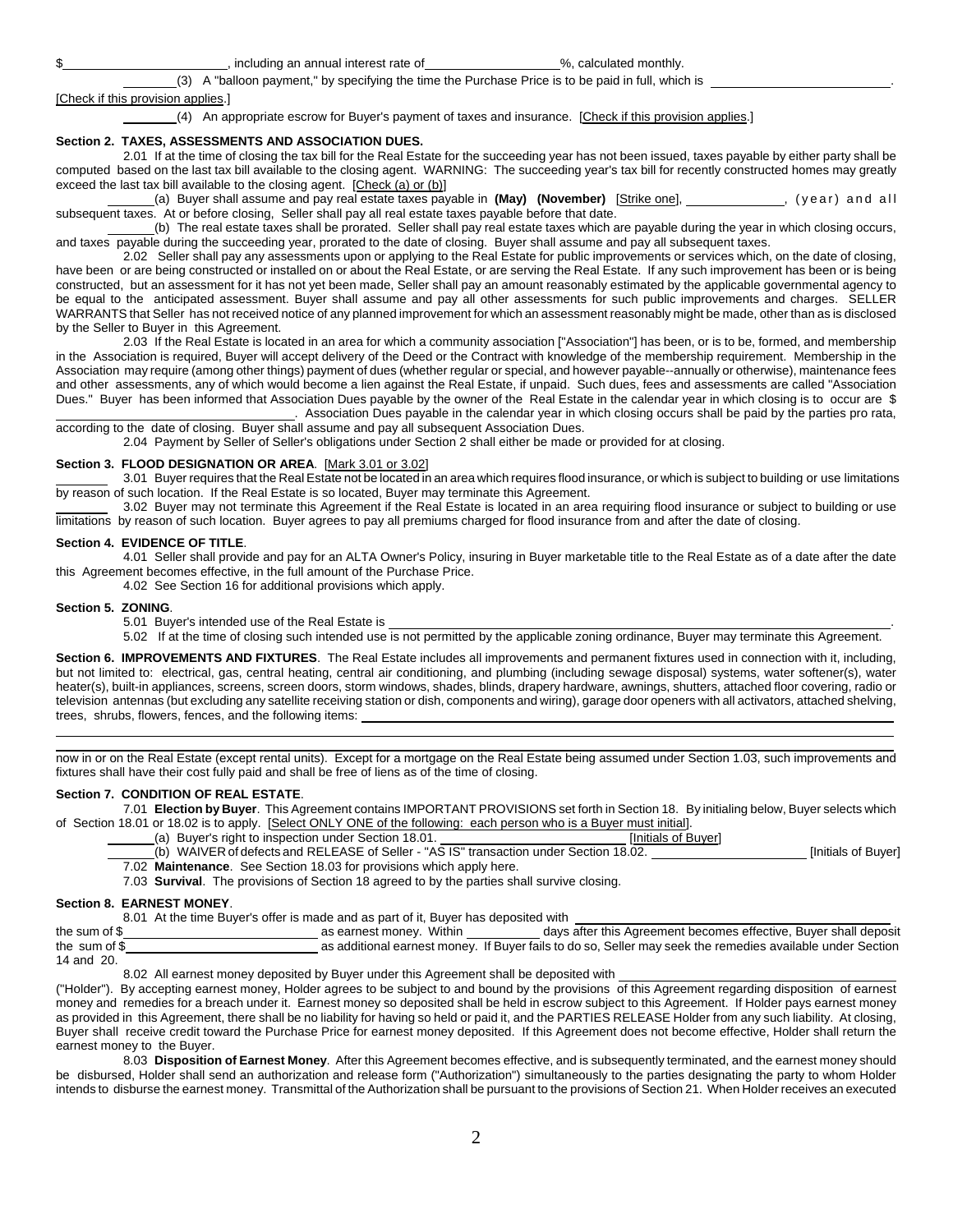$\_\_\_\_\_\_\_\_\_\_\_\_, including an annual interest rate of \_\_\_\_\_\_\_\_\_\_%, calculated monthly.

\_\_\_\_\_ (3) A "balloon payment," by specifying the time the Purchase Price is to be paid in full, which is \_\_\_\_\_\_\_\_\_\_\_\_\_\_. [Check if this provision applies.]

\_\_\_\_\_ (4) An appropriate escrow for Buyer's payment of taxes and insurance. [Check if this provision applies.]

**Section 2. TAXES, ASSESSMENTS AND ASSOCIATION DUES.**

2.01 If at the time of closing the tax bill for the Real Estate for the succeeding year has not been issued, taxes payable by either party shall be computed based on the last tax bill available to the closing agent. WARNING: The succeeding year's tax bill for recently constructed homes may greatly exceed the last tax bill available to the closing agent. [Check (a) or (b)]

\_\_\_\_\_ (a) Buyer shall assume and pay real estate taxes payable in **(May) (November)** [Strike one], \_\_\_\_\_\_\_\_, (year) and all subsequent taxes. At or before closing, Seller shall pay all real estate taxes payable before that date.

\_\_\_\_\_ (b) The real estate taxes shall be prorated. Seller shall pay real estate taxes which are payable during the year in which closing occurs, and taxes payable during the succeeding year, prorated to the date of closing. Buyer shall assume and pay all subsequent taxes.

2.02 Seller shall pay any assessments upon or applying to the Real Estate for public improvements or services which, on the date of closing, have been or are being constructed or installed on or about the Real Estate, or are serving the Real Estate. If any such improvement has been or is being constructed, but an assessment for it has not yet been made, Seller shall pay an amount reasonably estimated by the applicable governmental agency to be equal to the anticipated assessment. Buyer shall assume and pay all other assessments for such public improvements and charges. SELLER WARRANTS that Seller has not received notice of any planned improvement for which an assessment reasonably might be made, other than as is disclosed by the Seller to Buyer in this Agreement.

2.03 If the Real Estate is located in an area for which a community association ["Association"] has been, or is to be, formed, and membership in the Association is required, Buyer will accept delivery of the Deed or the Contract with knowledge of the membership requirement. Membership in the Association may require (among other things) payment of dues (whether regular or special, and however payable--annually or otherwise), maintenance fees and other assessments, any of which would become a lien against the Real Estate, if unpaid. Such dues, fees and assessments are called "Association Dues." Buyer has been informed that Association Dues payable by the owner of the Real Estate in the calendar year in which closing is to occur are $\_\_\_\_\_\_\_\_\_\_\_\_. Association Dues payable in the calendar year in which closing occurs shall be paid by the parties pro rata, according to the date of closing. Buyer shall assume and pay all subsequent Association Dues.

2.04 Payment by Seller of Seller's obligations under Section 2 shall either be made or provided for at closing.

**Section 3. FLOOD DESIGNATION OR AREA**. [Mark 3.01 or 3.02]

\_\_\_\_\_ 3.01 Buyer requires that the Real Estate not be located in an area which requires flood insurance, or which is subject to building or use limitations by reason of such location. If the Real Estate is so located, Buyer may terminate this Agreement.

\_\_\_\_\_ 3.02 Buyer may not terminate this Agreement if the Real Estate is located in an area requiring flood insurance or subject to building or use limitations by reason of such location. Buyer agrees to pay all premiums charged for flood insurance from and after the date of closing.

**Section 4. EVIDENCE OF TITLE**.

4.01 Seller shall provide and pay for an ALTA Owner's Policy, insuring in Buyer marketable title to the Real Estate as of a date after the date this Agreement becomes effective, in the full amount of the Purchase Price.

4.02 See Section 16 for additional provisions which apply.

**Section 5. ZONING**.

5.01 Buyer's intended use of the Real Estate is \_\_\_\_\_\_\_\_\_\_\_\_\_\_\_\_\_\_\_\_\_\_\_\_.

5.02 If at the time of closing such intended use is not permitted by the applicable zoning ordinance, Buyer may terminate this Agreement.

**Section 6. IMPROVEMENTS AND FIXTURES**. The Real Estate includes all improvements and permanent fixtures used in connection with it, including, but not limited to: electrical, gas, central heating, central air conditioning, and plumbing (including sewage disposal) systems, water softener(s), water heater(s), built-in appliances, screens, screen doors, storm windows, shades, blinds, drapery hardware, awnings, shutters, attached floor covering, radio or television antennas (but excluding any satellite receiving station or dish, components and wiring), garage door openers with all activators, attached shelving, trees, shrubs, flowers, fences, and the following items: \_\_\_\_\_\_\_\_\_\_\_\_\_\_\_\_\_\_\_\_\_\_\_\_

\_\_\_\_\_\_\_\_\_\_\_\_\_\_\_\_\_\_\_\_\_\_\_\_

now in or on the Real Estate (except rental units). Except for a mortgage on the Real Estate being assumed under Section 1.03, such improvements and fixtures shall have their cost fully paid and shall be free of liens as of the time of closing.

**Section 7. CONDITION OF REAL ESTATE**.

7.01 **Election by Buyer**. This Agreement contains IMPORTANT PROVISIONS set forth in Section 18. By initialing below, Buyer selects which of Section 18.01 or 18.02 is to apply. [Select ONLY ONE of the following: each person who is a Buyer must initial].

\_\_\_\_\_ (a) Buyer's right to inspection under Section 18.01. \_\_\_\_\_\_\_\_\_\_\_\_ [Initials of Buyer]

\_\_\_\_\_ (b) WAIVER of defects and RELEASE of Seller - "AS IS" transaction under Section 18.02. \_\_\_\_\_\_\_\_\_\_\_\_ [Initials of Buyer]

7.02 **Maintenance**. See Section 18.03 for provisions which apply here.

7.03 **Survival**. The provisions of Section 18 agreed to by the parties shall survive closing.

**Section 8. EARNEST MONEY**.

8.01 At the time Buyer's offer is made and as part of it, Buyer has deposited with \_\_\_\_\_\_\_\_\_\_\_\_\_\_\_\_\_\_\_\_ the sum of $\_\_\_\_\_\_\_\_\_\_\_\_ as earnest money. Within \_\_\_\_\_\_ days after this Agreement becomes effective, Buyer shall deposit the sum of $\_\_\_\_\_\_\_\_\_\_\_\_ as additional earnest money. If Buyer fails to do so, Seller may seek the remedies available under Section 14 and 20.

8.02 All earnest money deposited by Buyer under this Agreement shall be deposited with \_\_\_\_\_\_\_\_\_\_\_\_\_\_\_\_\_\_\_\_ ("Holder"). By accepting earnest money, Holder agrees to be subject to and bound by the provisions of this Agreement regarding disposition of earnest money and remedies for a breach under it. Earnest money so deposited shall be held in escrow subject to this Agreement. If Holder pays earnest money as provided in this Agreement, there shall be no liability for having so held or paid it, and the PARTIES RELEASE Holder from any such liability. At closing, Buyer shall receive credit toward the Purchase Price for earnest money deposited. If this Agreement does not become effective, Holder shall return the earnest money to the Buyer.

8.03 **Disposition of Earnest Money**. After this Agreement becomes effective, and is subsequently terminated, and the earnest money should be disbursed, Holder shall send an authorization and release form ("Authorization") simultaneously to the parties designating the party to whom Holder intends to disburse the earnest money. Transmittal of the Authorization shall be pursuant to the provisions of Section 21. When Holder receives an executed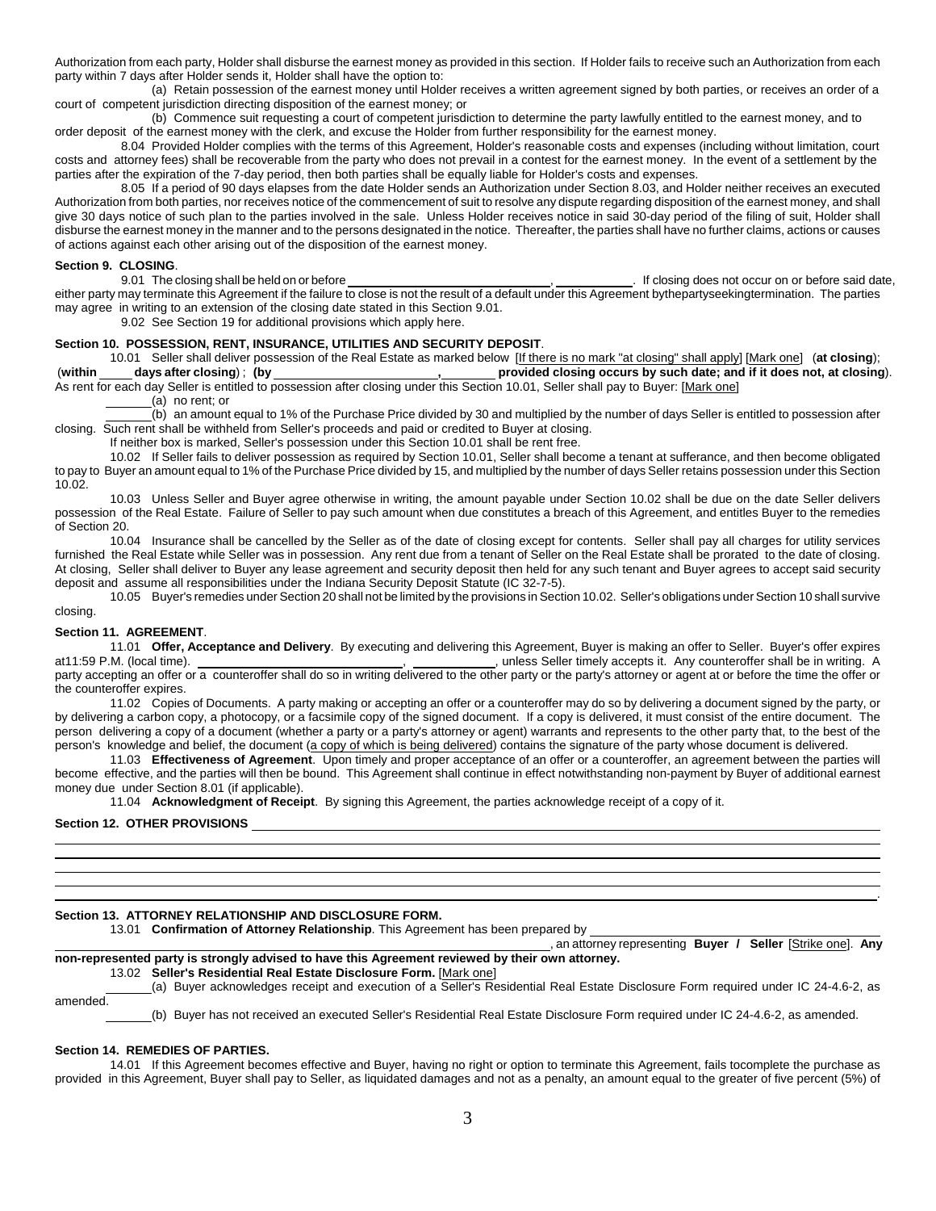Authorization from each party, Holder shall disburse the earnest money as provided in this section. If Holder fails to receive such an Authorization from each party within 7 days after Holder sends it, Holder shall have the option to:

(a) Retain possession of the earnest money until Holder receives a written agreement signed by both parties, or receives an order of a court of competent jurisdiction directing disposition of the earnest money; or

(b) Commence suit requesting a court of competent jurisdiction to determine the party lawfully entitled to the earnest money, and to order deposit of the earnest money with the clerk, and excuse the Holder from further responsibility for the earnest money.

8.04 Provided Holder complies with the terms of this Agreement, Holder's reasonable costs and expenses (including without limitation, court costs and attorney fees) shall be recoverable from the party who does not prevail in a contest for the earnest money. In the event of a settlement by the parties after the expiration of the 7-day period, then both parties shall be equally liable for Holder's costs and expenses.

8.05 If a period of 90 days elapses from the date Holder sends an Authorization under Section 8.03, and Holder neither receives an executed Authorization from both parties, nor receives notice of the commencement of suit to resolve any dispute regarding disposition of the earnest money, and shall give 30 days notice of such plan to the parties involved in the sale. Unless Holder receives notice in said 30-day period of the filing of suit, Holder shall disburse the earnest money in the manner and to the persons designated in the notice. Thereafter, the parties shall have no further claims, actions or causes of actions against each other arising out of the disposition of the earnest money.

**Section 9. CLOSING**.

9.01 The closing shall be held on or before ____________________, __________. If closing does not occur on or before said date, either party may terminate this Agreement if the failure to close is not the result of a default under this Agreement bythepartyseekingtermination. The parties may agree in writing to an extension of the closing date stated in this Section 9.01.

9.02 See Section 19 for additional provisions which apply here.

**Section 10. POSSESSION, RENT, INSURANCE, UTILITIES AND SECURITY DEPOSIT**.

10.01 Seller shall deliver possession of the Real Estate as marked below [If there is no mark "at closing" shall apply] [Mark one] (**at closing**); (**within _____ days after closing**) ; **(by ____________________, _______ provided closing occurs by such date; and if it does not, at closing**). As rent for each day Seller is entitled to possession after closing under this Section 10.01, Seller shall pay to Buyer: [Mark one]

_______(a) no rent; or

_______(b) an amount equal to 1% of the Purchase Price divided by 30 and multiplied by the number of days Seller is entitled to possession after closing. Such rent shall be withheld from Seller's proceeds and paid or credited to Buyer at closing.

If neither box is marked, Seller's possession under this Section 10.01 shall be rent free.

10.02 If Seller fails to deliver possession as required by Section 10.01, Seller shall become a tenant at sufferance, and then become obligated to pay to Buyer an amount equal to 1% of the Purchase Price divided by 15, and multiplied by the number of days Seller retains possession under this Section 10.02.

10.03 Unless Seller and Buyer agree otherwise in writing, the amount payable under Section 10.02 shall be due on the date Seller delivers possession of the Real Estate. Failure of Seller to pay such amount when due constitutes a breach of this Agreement, and entitles Buyer to the remedies of Section 20.

10.04 Insurance shall be cancelled by the Seller as of the date of closing except for contents. Seller shall pay all charges for utility services furnished the Real Estate while Seller was in possession. Any rent due from a tenant of Seller on the Real Estate shall be prorated to the date of closing. At closing, Seller shall deliver to Buyer any lease agreement and security deposit then held for any such tenant and Buyer agrees to accept said security deposit and assume all responsibilities under the Indiana Security Deposit Statute (IC 32-7-5).

10.05 Buyer's remedies under Section 20 shall not be limited by the provisions in Section 10.02. Seller's obligations under Section 10 shall survive closing.

**Section 11. AGREEMENT**.

11.01 **Offer, Acceptance and Delivery**. By executing and delivering this Agreement, Buyer is making an offer to Seller. Buyer's offer expires at11:59 P.M. (local time). ____________________, __________, unless Seller timely accepts it. Any counteroffer shall be in writing. A party accepting an offer or a counteroffer shall do so in writing delivered to the other party or the party's attorney or agent at or before the time the offer or the counteroffer expires.

11.02 Copies of Documents. A party making or accepting an offer or a counteroffer may do so by delivering a document signed by the party, or by delivering a carbon copy, a photocopy, or a facsimile copy of the signed document. If a copy is delivered, it must consist of the entire document. The person delivering a copy of a document (whether a party or a party's attorney or agent) warrants and represents to the other party that, to the best of the person's knowledge and belief, the document (a copy of which is being delivered) contains the signature of the party whose document is delivered.

11.03 **Effectiveness of Agreement**. Upon timely and proper acceptance of an offer or a counteroffer, an agreement between the parties will become effective, and the parties will then be bound. This Agreement shall continue in effect notwithstanding non-payment by Buyer of additional earnest money due under Section 8.01 (if applicable).

11.04 **Acknowledgment of Receipt**. By signing this Agreement, the parties acknowledge receipt of a copy of it.

**Section 12. OTHER PROVISIONS** ____________________________________________

____________________________________________________________

____________________________________________________________

____________________________________________________________

____________________________________________________________

____________________________________________________________.

**Section 13. ATTORNEY RELATIONSHIP AND DISCLOSURE FORM.**

13.01 **Confirmation of Attorney Relationship**. This Agreement has been prepared by ____________________

____________________, an attorney representing **Buyer / Seller** [Strike one]. **Any non-represented party is strongly advised to have this Agreement reviewed by their own attorney.**

13.02 **Seller's Residential Real Estate Disclosure Form.** [Mark one]

_______(a) Buyer acknowledges receipt and execution of a Seller's Residential Real Estate Disclosure Form required under IC 24-4.6-2, as amended.

_______(b) Buyer has not received an executed Seller's Residential Real Estate Disclosure Form required under IC 24-4.6-2, as amended.

**Section 14. REMEDIES OF PARTIES.**

14.01 If this Agreement becomes effective and Buyer, having no right or option to terminate this Agreement, fails tocomplete the purchase as provided in this Agreement, Buyer shall pay to Seller, as liquidated damages and not as a penalty, an amount equal to the greater of five percent (5%) of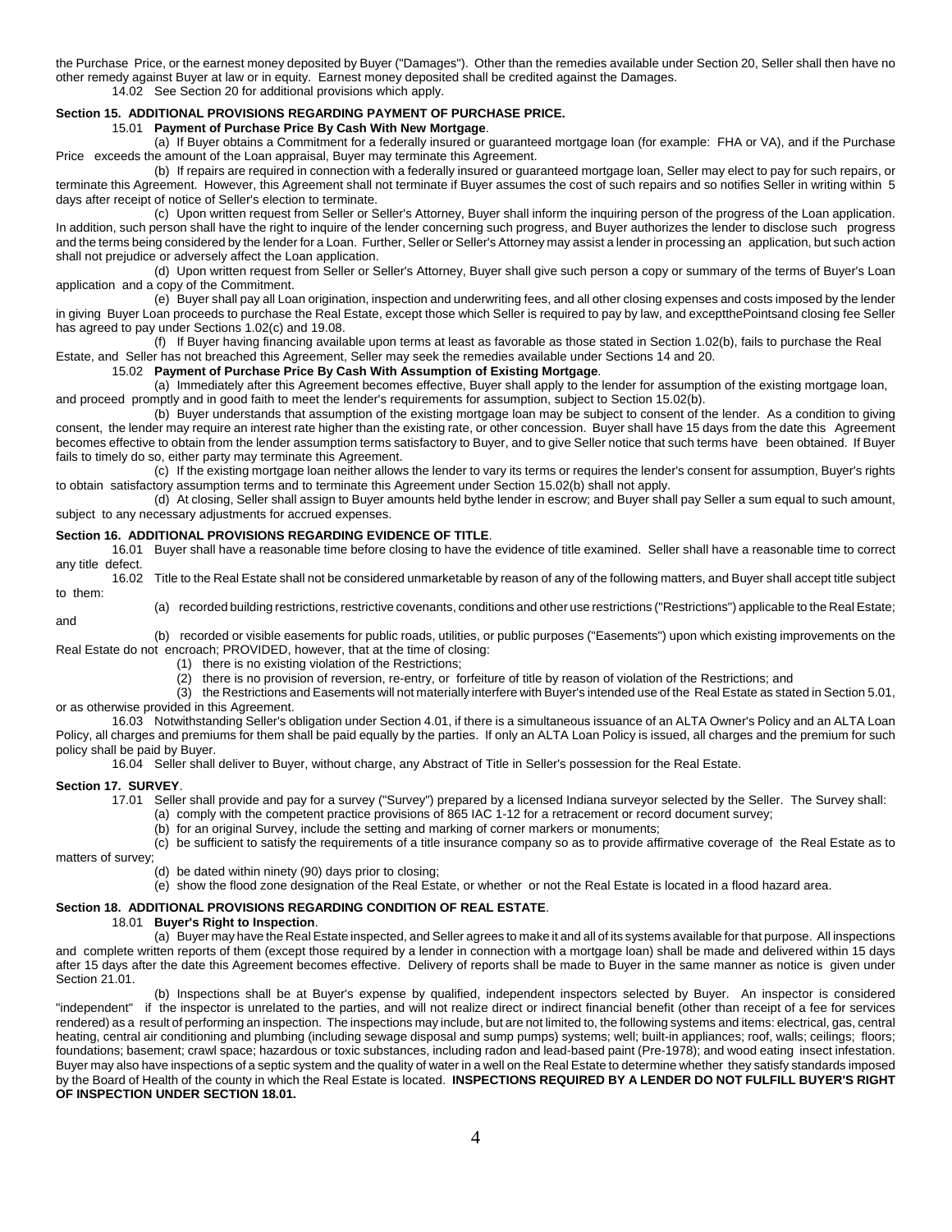the Purchase Price, or the earnest money deposited by Buyer ("Damages"). Other than the remedies available under Section 20, Seller shall then have no other remedy against Buyer at law or in equity. Earnest money deposited shall be credited against the Damages.

14.02 See Section 20 for additional provisions which apply.

**Section 15. ADDITIONAL PROVISIONS REGARDING PAYMENT OF PURCHASE PRICE.**

15.01 **Payment of Purchase Price By Cash With New Mortgage**.

(a) If Buyer obtains a Commitment for a federally insured or guaranteed mortgage loan (for example: FHA or VA), and if the Purchase Price exceeds the amount of the Loan appraisal, Buyer may terminate this Agreement.

(b) If repairs are required in connection with a federally insured or guaranteed mortgage loan, Seller may elect to pay for such repairs, or terminate this Agreement. However, this Agreement shall not terminate if Buyer assumes the cost of such repairs and so notifies Seller in writing within 5 days after receipt of notice of Seller's election to terminate.

(c) Upon written request from Seller or Seller's Attorney, Buyer shall inform the inquiring person of the progress of the Loan application. In addition, such person shall have the right to inquire of the lender concerning such progress, and Buyer authorizes the lender to disclose such progress and the terms being considered by the lender for a Loan. Further, Seller or Seller's Attorney may assist a lender in processing an application, but such action shall not prejudice or adversely affect the Loan application.

(d) Upon written request from Seller or Seller's Attorney, Buyer shall give such person a copy or summary of the terms of Buyer's Loan application and a copy of the Commitment.

(e) Buyer shall pay all Loan origination, inspection and underwriting fees, and all other closing expenses and costs imposed by the lender in giving Buyer Loan proceeds to purchase the Real Estate, except those which Seller is required to pay by law, and exceptthePointsand closing fee Seller has agreed to pay under Sections 1.02(c) and 19.08.

(f) If Buyer having financing available upon terms at least as favorable as those stated in Section 1.02(b), fails to purchase the Real Estate, and Seller has not breached this Agreement, Seller may seek the remedies available under Sections 14 and 20.

15.02 **Payment of Purchase Price By Cash With Assumption of Existing Mortgage**.

(a) Immediately after this Agreement becomes effective, Buyer shall apply to the lender for assumption of the existing mortgage loan, and proceed promptly and in good faith to meet the lender's requirements for assumption, subject to Section 15.02(b).

(b) Buyer understands that assumption of the existing mortgage loan may be subject to consent of the lender. As a condition to giving consent, the lender may require an interest rate higher than the existing rate, or other concession. Buyer shall have 15 days from the date this Agreement becomes effective to obtain from the lender assumption terms satisfactory to Buyer, and to give Seller notice that such terms have been obtained. If Buyer fails to timely do so, either party may terminate this Agreement.

(c) If the existing mortgage loan neither allows the lender to vary its terms or requires the lender's consent for assumption, Buyer's rights to obtain satisfactory assumption terms and to terminate this Agreement under Section 15.02(b) shall not apply.

(d) At closing, Seller shall assign to Buyer amounts held bythe lender in escrow; and Buyer shall pay Seller a sum equal to such amount, subject to any necessary adjustments for accrued expenses.

**Section 16. ADDITIONAL PROVISIONS REGARDING EVIDENCE OF TITLE**.

16.01 Buyer shall have a reasonable time before closing to have the evidence of title examined. Seller shall have a reasonable time to correct any title defect.

16.02 Title to the Real Estate shall not be considered unmarketable by reason of any of the following matters, and Buyer shall accept title subject to them:

(a) recorded building restrictions, restrictive covenants, conditions and other use restrictions ("Restrictions") applicable to the Real Estate; and

(b) recorded or visible easements for public roads, utilities, or public purposes ("Easements") upon which existing improvements on the Real Estate do not encroach; PROVIDED, however, that at the time of closing:

(1) there is no existing violation of the Restrictions;

(2) there is no provision of reversion, re-entry, or forfeiture of title by reason of violation of the Restrictions; and

(3) the Restrictions and Easements will not materially interfere with Buyer's intended use of the Real Estate as stated in Section 5.01, or as otherwise provided in this Agreement.

16.03 Notwithstanding Seller's obligation under Section 4.01, if there is a simultaneous issuance of an ALTA Owner's Policy and an ALTA Loan Policy, all charges and premiums for them shall be paid equally by the parties. If only an ALTA Loan Policy is issued, all charges and the premium for such policy shall be paid by Buyer.

16.04 Seller shall deliver to Buyer, without charge, any Abstract of Title in Seller's possession for the Real Estate.

**Section 17. SURVEY**.

17.01 Seller shall provide and pay for a survey ("Survey") prepared by a licensed Indiana surveyor selected by the Seller. The Survey shall:

(a) comply with the competent practice provisions of 865 IAC 1-12 for a retracement or record document survey;

(b) for an original Survey, include the setting and marking of corner markers or monuments;

(c) be sufficient to satisfy the requirements of a title insurance company so as to provide affirmative coverage of the Real Estate as to matters of survey;

(d) be dated within ninety (90) days prior to closing;

(e) show the flood zone designation of the Real Estate, or whether or not the Real Estate is located in a flood hazard area.

**Section 18. ADDITIONAL PROVISIONS REGARDING CONDITION OF REAL ESTATE**.

18.01 **Buyer's Right to Inspection**.

(a) Buyer may have the Real Estate inspected, and Seller agrees to make it and all of its systems available for that purpose. All inspections and complete written reports of them (except those required by a lender in connection with a mortgage loan) shall be made and delivered within 15 days after 15 days after the date this Agreement becomes effective. Delivery of reports shall be made to Buyer in the same manner as notice is given under Section 21.01.

(b) Inspections shall be at Buyer's expense by qualified, independent inspectors selected by Buyer. An inspector is considered "independent" if the inspector is unrelated to the parties, and will not realize direct or indirect financial benefit (other than receipt of a fee for services rendered) as a result of performing an inspection. The inspections may include, but are not limited to, the following systems and items: electrical, gas, central heating, central air conditioning and plumbing (including sewage disposal and sump pumps) systems; well; built-in appliances; roof, walls; ceilings; floors; foundations; basement; crawl space; hazardous or toxic substances, including radon and lead-based paint (Pre-1978); and wood eating insect infestation. Buyer may also have inspections of a septic system and the quality of water in a well on the Real Estate to determine whether they satisfy standards imposed by the Board of Health of the county in which the Real Estate is located. **INSPECTIONS REQUIRED BY A LENDER DO NOT FULFILL BUYER'S RIGHT OF INSPECTION UNDER SECTION 18.01.**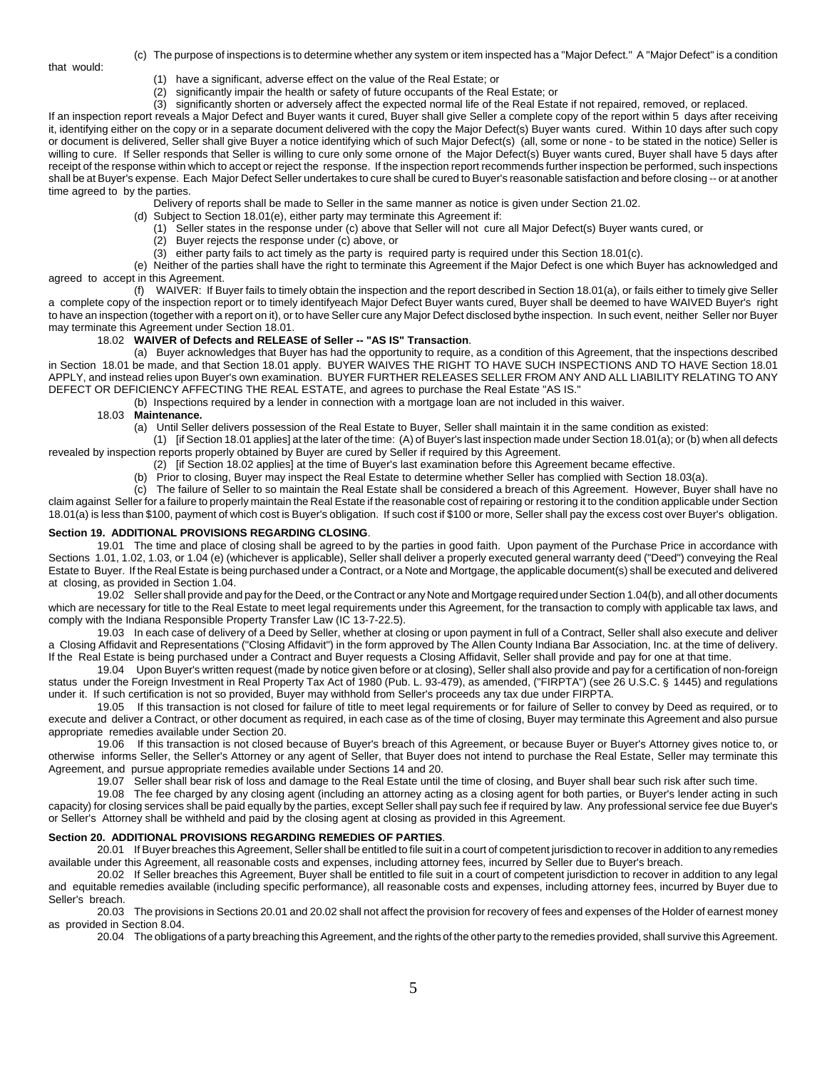(c) The purpose of inspections is to determine whether any system or item inspected has a "Major Defect." A "Major Defect" is a condition that would:

(1) have a significant, adverse effect on the value of the Real Estate; or

(2) significantly impair the health or safety of future occupants of the Real Estate; or

(3) significantly shorten or adversely affect the expected normal life of the Real Estate if not repaired, removed, or replaced.

If an inspection report reveals a Major Defect and Buyer wants it cured, Buyer shall give Seller a complete copy of the report within 5 days after receiving it, identifying either on the copy or in a separate document delivered with the copy the Major Defect(s) Buyer wants cured. Within 10 days after such copy or document is delivered, Seller shall give Buyer a notice identifying which of such Major Defect(s) (all, some or none - to be stated in the notice) Seller is willing to cure. If Seller responds that Seller is willing to cure only some ornone of the Major Defect(s) Buyer wants cured, Buyer shall have 5 days after receipt of the response within which to accept or reject the response. If the inspection report recommends further inspection be performed, such inspections shall be at Buyer's expense. Each Major Defect Seller undertakes to cure shall be cured to Buyer's reasonable satisfaction and before closing -- or at another time agreed to by the parties.

Delivery of reports shall be made to Seller in the same manner as notice is given under Section 21.02.

(d) Subject to Section 18.01(e), either party may terminate this Agreement if:

(1) Seller states in the response under (c) above that Seller will not cure all Major Defect(s) Buyer wants cured, or

(2) Buyer rejects the response under (c) above, or

(3) either party fails to act timely as the party is required party is required under this Section 18.01(c).

(e) Neither of the parties shall have the right to terminate this Agreement if the Major Defect is one which Buyer has acknowledged and agreed to accept in this Agreement.

(f) WAIVER: If Buyer fails to timely obtain the inspection and the report described in Section 18.01(a), or fails either to timely give Seller a complete copy of the inspection report or to timely identifyeach Major Defect Buyer wants cured, Buyer shall be deemed to have WAIVED Buyer's right to have an inspection (together with a report on it), or to have Seller cure any Major Defect disclosed bythe inspection. In such event, neither Seller nor Buyer may terminate this Agreement under Section 18.01.

18.02 **WAIVER of Defects and RELEASE of Seller -- "AS IS" Transaction**.

(a) Buyer acknowledges that Buyer has had the opportunity to require, as a condition of this Agreement, that the inspections described in Section 18.01 be made, and that Section 18.01 apply. BUYER WAIVES THE RIGHT TO HAVE SUCH INSPECTIONS AND TO HAVE Section 18.01 APPLY, and instead relies upon Buyer's own examination. BUYER FURTHER RELEASES SELLER FROM ANY AND ALL LIABILITY RELATING TO ANY DEFECT OR DEFICIENCY AFFECTING THE REAL ESTATE, and agrees to purchase the Real Estate "AS IS."

(b) Inspections required by a lender in connection with a mortgage loan are not included in this waiver.

18.03 **Maintenance.**

(a) Until Seller delivers possession of the Real Estate to Buyer, Seller shall maintain it in the same condition as existed:

(1) [if Section 18.01 applies] at the later of the time: (A) of Buyer's last inspection made under Section 18.01(a); or (b) when all defects revealed by inspection reports properly obtained by Buyer are cured by Seller if required by this Agreement.

(2) [if Section 18.02 applies] at the time of Buyer's last examination before this Agreement became effective.

(b) Prior to closing, Buyer may inspect the Real Estate to determine whether Seller has complied with Section 18.03(a).

(c) The failure of Seller to so maintain the Real Estate shall be considered a breach of this Agreement. However, Buyer shall have no claim against Seller for a failure to properly maintain the Real Estate if the reasonable cost of repairing or restoring it to the condition applicable under Section 18.01(a) is less than $100, payment of which cost is Buyer's obligation. If such cost if $100 or more, Seller shall pay the excess cost over Buyer's obligation.

**Section 19. ADDITIONAL PROVISIONS REGARDING CLOSING**.

19.01 The time and place of closing shall be agreed to by the parties in good faith. Upon payment of the Purchase Price in accordance with Sections 1.01, 1.02, 1.03, or 1.04 (e) (whichever is applicable), Seller shall deliver a properly executed general warranty deed ("Deed") conveying the Real Estate to Buyer. If the Real Estate is being purchased under a Contract, or a Note and Mortgage, the applicable document(s) shall be executed and delivered at closing, as provided in Section 1.04.

19.02 Seller shall provide and pay for the Deed, or the Contract or any Note and Mortgage required under Section 1.04(b), and all other documents which are necessary for title to the Real Estate to meet legal requirements under this Agreement, for the transaction to comply with applicable tax laws, and comply with the Indiana Responsible Property Transfer Law (IC 13-7-22.5).

19.03 In each case of delivery of a Deed by Seller, whether at closing or upon payment in full of a Contract, Seller shall also execute and deliver a Closing Affidavit and Representations ("Closing Affidavit") in the form approved by The Allen County Indiana Bar Association, Inc. at the time of delivery. If the Real Estate is being purchased under a Contract and Buyer requests a Closing Affidavit, Seller shall provide and pay for one at that time.

19.04 Upon Buyer's written request (made by notice given before or at closing), Seller shall also provide and pay for a certification of non-foreign status under the Foreign Investment in Real Property Tax Act of 1980 (Pub. L. 93-479), as amended, ("FIRPTA") (see 26 U.S.C. § 1445) and regulations under it. If such certification is not so provided, Buyer may withhold from Seller's proceeds any tax due under FIRPTA.

19.05 If this transaction is not closed for failure of title to meet legal requirements or for failure of Seller to convey by Deed as required, or to execute and deliver a Contract, or other document as required, in each case as of the time of closing, Buyer may terminate this Agreement and also pursue appropriate remedies available under Section 20.

19.06 If this transaction is not closed because of Buyer's breach of this Agreement, or because Buyer or Buyer's Attorney gives notice to, or otherwise informs Seller, the Seller's Attorney or any agent of Seller, that Buyer does not intend to purchase the Real Estate, Seller may terminate this Agreement, and pursue appropriate remedies available under Sections 14 and 20.

19.07 Seller shall bear risk of loss and damage to the Real Estate until the time of closing, and Buyer shall bear such risk after such time.

19.08 The fee charged by any closing agent (including an attorney acting as a closing agent for both parties, or Buyer's lender acting in such capacity) for closing services shall be paid equally by the parties, except Seller shall pay such fee if required by law. Any professional service fee due Buyer's or Seller's Attorney shall be withheld and paid by the closing agent at closing as provided in this Agreement.

**Section 20. ADDITIONAL PROVISIONS REGARDING REMEDIES OF PARTIES**.

20.01 If Buyer breaches this Agreement, Seller shall be entitled to file suit in a court of competent jurisdiction to recover in addition to any remedies available under this Agreement, all reasonable costs and expenses, including attorney fees, incurred by Seller due to Buyer's breach.

20.02 If Seller breaches this Agreement, Buyer shall be entitled to file suit in a court of competent jurisdiction to recover in addition to any legal and equitable remedies available (including specific performance), all reasonable costs and expenses, including attorney fees, incurred by Buyer due to Seller's breach.

20.03 The provisions in Sections 20.01 and 20.02 shall not affect the provision for recovery of fees and expenses of the Holder of earnest money as provided in Section 8.04.

20.04 The obligations of a party breaching this Agreement, and the rights of the other party to the remedies provided, shall survive this Agreement.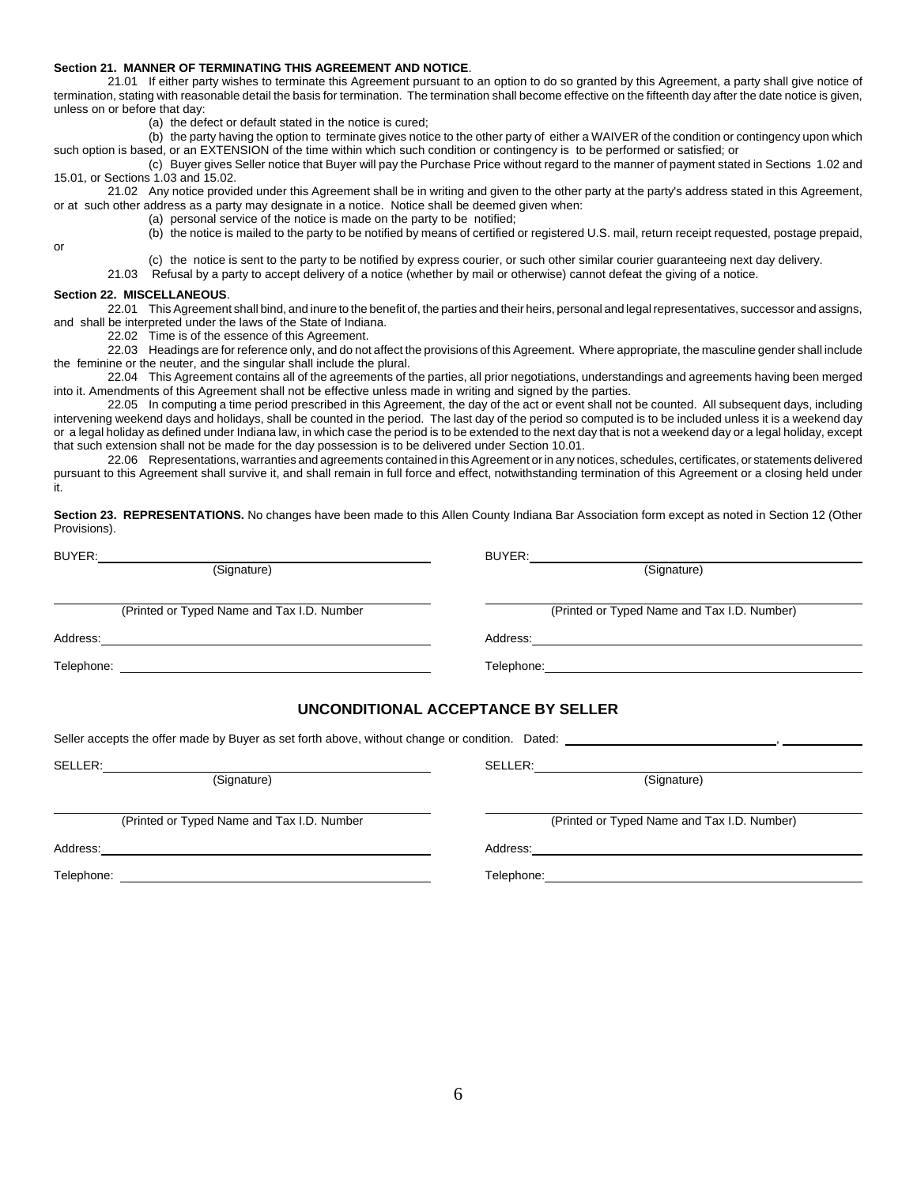**Section 21. MANNER OF TERMINATING THIS AGREEMENT AND NOTICE**.

21.01 If either party wishes to terminate this Agreement pursuant to an option to do so granted by this Agreement, a party shall give notice of termination, stating with reasonable detail the basis for termination. The termination shall become effective on the fifteenth day after the date notice is given, unless on or before that day:

(a) the defect or default stated in the notice is cured;

(b) the party having the option to terminate gives notice to the other party of either a WAIVER of the condition or contingency upon which such option is based, or an EXTENSION of the time within which such condition or contingency is to be performed or satisfied; or

(c) Buyer gives Seller notice that Buyer will pay the Purchase Price without regard to the manner of payment stated in Sections 1.02 and 15.01, or Sections 1.03 and 15.02.

21.02 Any notice provided under this Agreement shall be in writing and given to the other party at the party's address stated in this Agreement, or at such other address as a party may designate in a notice. Notice shall be deemed given when:

(a) personal service of the notice is made on the party to be notified;

(b) the notice is mailed to the party to be notified by means of certified or registered U.S. mail, return receipt requested, postage prepaid, or

(c) the notice is sent to the party to be notified by express courier, or such other similar courier guaranteeing next day delivery.

21.03 Refusal by a party to accept delivery of a notice (whether by mail or otherwise) cannot defeat the giving of a notice.

**Section 22. MISCELLANEOUS**.

22.01 This Agreement shall bind, and inure to the benefit of, the parties and their heirs, personal and legal representatives, successor and assigns, and shall be interpreted under the laws of the State of Indiana.

22.02 Time is of the essence of this Agreement.

22.03 Headings are for reference only, and do not affect the provisions of this Agreement. Where appropriate, the masculine gender shall include the feminine or the neuter, and the singular shall include the plural.

22.04 This Agreement contains all of the agreements of the parties, all prior negotiations, understandings and agreements having been merged into it. Amendments of this Agreement shall not be effective unless made in writing and signed by the parties.

22.05 In computing a time period prescribed in this Agreement, the day of the act or event shall not be counted. All subsequent days, including intervening weekend days and holidays, shall be counted in the period. The last day of the period so computed is to be included unless it is a weekend day or a legal holiday as defined under Indiana law, in which case the period is to be extended to the next day that is not a weekend day or a legal holiday, except that such extension shall not be made for the day possession is to be delivered under Section 10.01.

22.06 Representations, warranties and agreements contained in this Agreement or in any notices, schedules, certificates, or statements delivered pursuant to this Agreement shall survive it, and shall remain in full force and effect, notwithstanding termination of this Agreement or a closing held under it.

**Section 23. REPRESENTATIONS.** No changes have been made to this Allen County Indiana Bar Association form except as noted in Section 12 (Other Provisions).

BUYER: ______________________________
(Signature)

______________________________
(Printed or Typed Name and Tax I.D. Number

Address: ______________________________

Telephone: ______________________________

BUYER: ______________________________
(Signature)

______________________________
(Printed or Typed Name and Tax I.D. Number)

Address: ______________________________

Telephone: ______________________________

## UNCONDITIONAL ACCEPTANCE BY SELLER

Seller accepts the offer made by Buyer as set forth above, without change or condition. Dated: ______________________________, __________

SELLER: ______________________________
(Signature)

______________________________
(Printed or Typed Name and Tax I.D. Number

Address: ______________________________

Telephone: ______________________________

SELLER: ______________________________
(Signature)

______________________________
(Printed or Typed Name and Tax I.D. Number)

Address: ______________________________

Telephone: ______________________________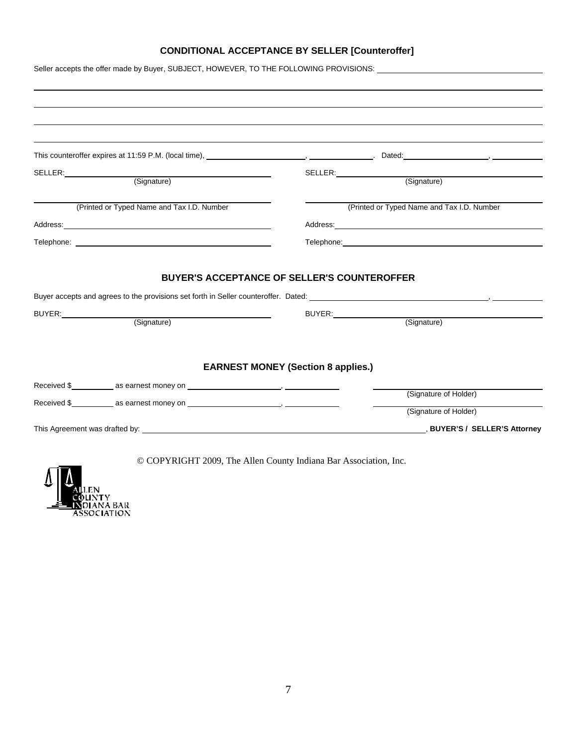## CONDITIONAL ACCEPTANCE BY SELLER [Counteroffer]

Seller accepts the offer made by Buyer, SUBJECT, HOWEVER, TO THE FOLLOWING PROVISIONS: ______________________________

_____________________________________________________________________________________

_____________________________________________________________________________________

_____________________________________________________________________________________

_____________________________________________________________________________________

This counteroffer expires at 11:59 P.M. (local time), ____________________, ______________. Dated: __________________, __________

SELLER: ______________________________ (Signature)

SELLER: ______________________________ (Signature)

______________________________ (Printed or Typed Name and Tax I.D. Number)

______________________________ (Printed or Typed Name and Tax I.D. Number)

Address: ______________________________

Address: ______________________________

Telephone: ______________________________

Telephone: ______________________________

## BUYER'S ACCEPTANCE OF SELLER'S COUNTEROFFER

Buyer accepts and agrees to the provisions set forth in Seller counteroffer. Dated: ______________________________, __________

BUYER: ______________________________ (Signature)

BUYER: ______________________________ (Signature)

## EARNEST MONEY (Section 8 applies.)

Received $__________ as earnest money on ____________________, ____________ ______________________________ (Signature of Holder)

Received $__________ as earnest money on ____________________, ____________ ______________________________ (Signature of Holder)

This Agreement was drafted by: ____________________________________________, **BUYER'S / SELLER'S Attorney**

© COPYRIGHT 2009, The Allen County Indiana Bar Association, Inc.

ALLEN COUNTY INDIANA BAR ASSOCIATION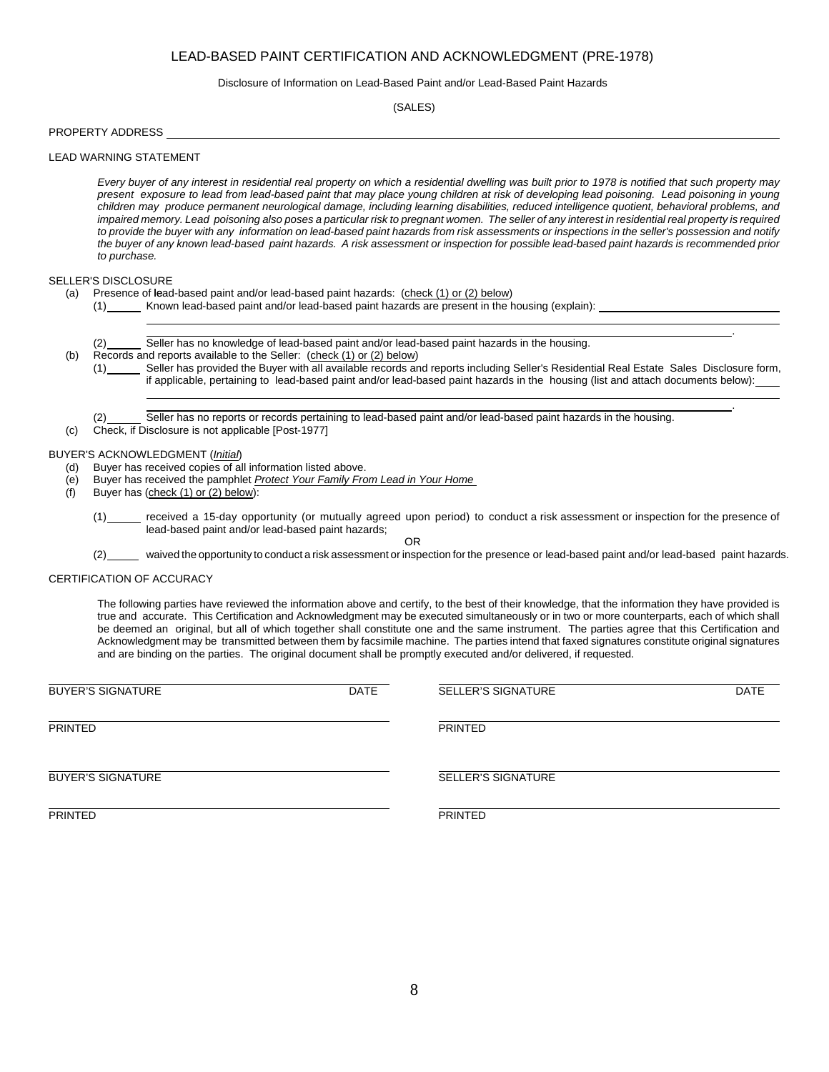# LEAD-BASED PAINT CERTIFICATION AND ACKNOWLEDGMENT (PRE-1978)

Disclosure of Information on Lead-Based Paint and/or Lead-Based Paint Hazards

(SALES)

PROPERTY ADDRESS ______________________________________________

LEAD WARNING STATEMENT

*Every buyer of any interest in residential real property on which a residential dwelling was built prior to 1978 is notified that such property may present exposure to lead from lead-based paint that may place young children at risk of developing lead poisoning. Lead poisoning in young children may produce permanent neurological damage, including learning disabilities, reduced intelligence quotient, behavioral problems, and impaired memory. Lead poisoning also poses a particular risk to pregnant women. The seller of any interest in residential real property is required to provide the buyer with any information on lead-based paint hazards from risk assessments or inspections in the seller's possession and notify the buyer of any known lead-based paint hazards. A risk assessment or inspection for possible lead-based paint hazards is recommended prior to purchase.*

SELLER'S DISCLOSURE

(a) Presence of lead-based paint and/or lead-based paint hazards: (check (1) or (2) below)

(1)______ Known lead-based paint and/or lead-based paint hazards are present in the housing (explain): ______________________________

______________________________________________________________________.

(2)______ Seller has no knowledge of lead-based paint and/or lead-based paint hazards in the housing.

(b) Records and reports available to the Seller: (check (1) or (2) below)

(1)______ Seller has provided the Buyer with all available records and reports including Seller's Residential Real Estate Sales Disclosure form, if applicable, pertaining to lead-based paint and/or lead-based paint hazards in the housing (list and attach documents below):____

______________________________________________________________________.

(2)______ Seller has no reports or records pertaining to lead-based paint and/or lead-based paint hazards in the housing.

(c) Check, if Disclosure is not applicable [Post-1977]

BUYER'S ACKNOWLEDGMENT (*Initial*)

(d) Buyer has received copies of all information listed above.

(e) Buyer has received the pamphlet *Protect Your Family From Lead in Your Home*

(f) Buyer has (check (1) or (2) below):

(1)______ received a 15-day opportunity (or mutually agreed upon period) to conduct a risk assessment or inspection for the presence of lead-based paint and/or lead-based paint hazards;

OR

(2)______ waived the opportunity to conduct a risk assessment or inspection for the presence or lead-based paint and/or lead-based paint hazards.

CERTIFICATION OF ACCURACY

The following parties have reviewed the information above and certify, to the best of their knowledge, that the information they have provided is true and accurate. This Certification and Acknowledgment may be executed simultaneously or in two or more counterparts, each of which shall be deemed an original, but all of which together shall constitute one and the same instrument. The parties agree that this Certification and Acknowledgment may be transmitted between them by facsimile machine. The parties intend that faxed signatures constitute original signatures and are binding on the parties. The original document shall be promptly executed and/or delivered, if requested.

| | | | |
|---|---|---|---|
| BUYER'S SIGNATURE | DATE | SELLER'S SIGNATURE | DATE |
| PRINTED | | PRINTED | |
| BUYER'S SIGNATURE | | SELLER'S SIGNATURE | |
| PRINTED | | PRINTED | |